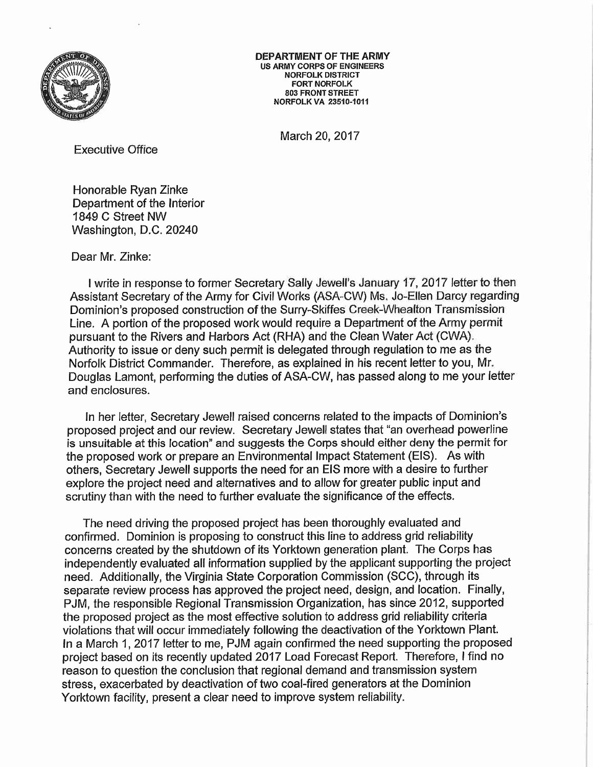**DEPARTMENT OF THE ARMY**
**US ARMY CORPS OF ENGINEERS**
**NORFOLK DISTRICT**
**FORT NORFOLK**
**803 FRONT STREET**
**NORFOLK VA 23510-1011**

March 20, 2017

Executive Office

Honorable Ryan Zinke
Department of the Interior
1849 C Street NW
Washington, D.C. 20240

Dear Mr. Zinke:

I write in response to former Secretary Sally Jewell's January 17, 2017 letter to then Assistant Secretary of the Army for Civil Works (ASA-CW) Ms. Jo-Ellen Darcy regarding Dominion's proposed construction of the Surry-Skiffes Creek-Whealton Transmission Line. A portion of the proposed work would require a Department of the Army permit pursuant to the Rivers and Harbors Act (RHA) and the Clean Water Act (CWA). Authority to issue or deny such permit is delegated through regulation to me as the Norfolk District Commander. Therefore, as explained in his recent letter to you, Mr. Douglas Lamont, performing the duties of ASA-CW, has passed along to me your letter and enclosures.

In her letter, Secretary Jewell raised concerns related to the impacts of Dominion's proposed project and our review. Secretary Jewell states that "an overhead powerline is unsuitable at this location" and suggests the Corps should either deny the permit for the proposed work or prepare an Environmental Impact Statement (EIS). As with others, Secretary Jewell supports the need for an EIS more with a desire to further explore the project need and alternatives and to allow for greater public input and scrutiny than with the need to further evaluate the significance of the effects.

The need driving the proposed project has been thoroughly evaluated and confirmed. Dominion is proposing to construct this line to address grid reliability concerns created by the shutdown of its Yorktown generation plant. The Corps has independently evaluated all information supplied by the applicant supporting the project need. Additionally, the Virginia State Corporation Commission (SCC), through its separate review process has approved the project need, design, and location. Finally, PJM, the responsible Regional Transmission Organization, has since 2012, supported the proposed project as the most effective solution to address grid reliability criteria violations that will occur immediately following the deactivation of the Yorktown Plant. In a March 1, 2017 letter to me, PJM again confirmed the need supporting the proposed project based on its recently updated 2017 Load Forecast Report. Therefore, I find no reason to question the conclusion that regional demand and transmission system stress, exacerbated by deactivation of two coal-fired generators at the Dominion Yorktown facility, present a clear need to improve system reliability.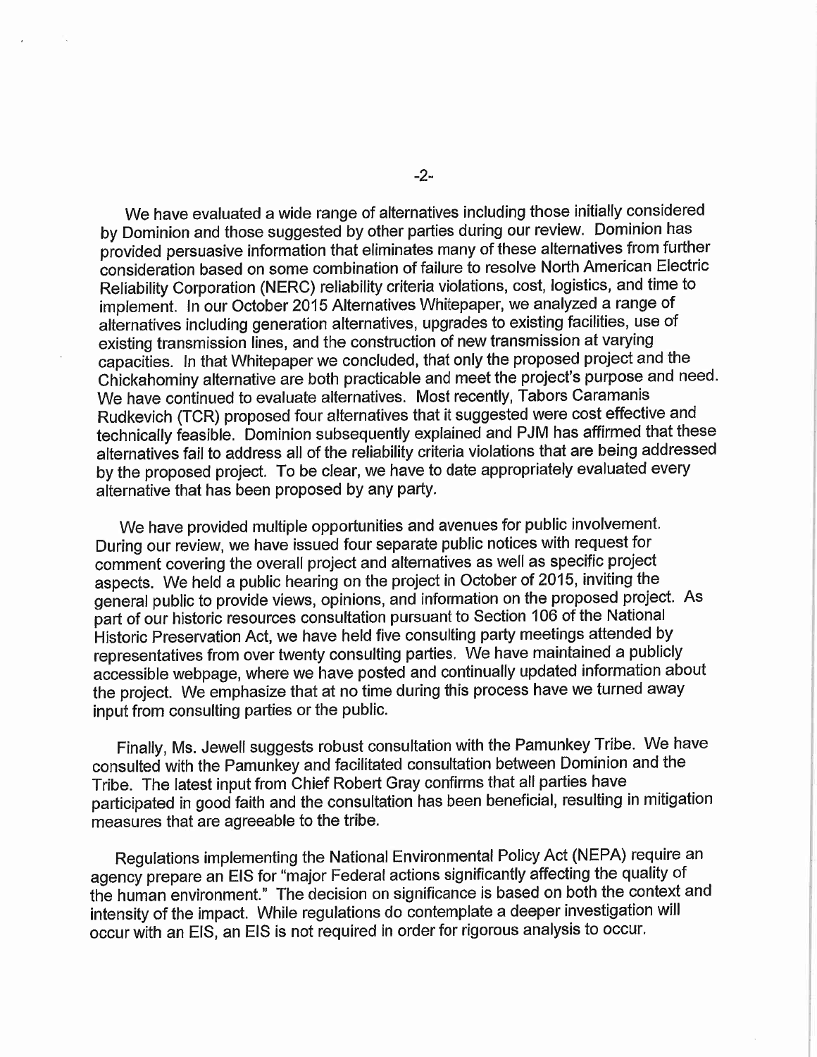We have evaluated a wide range of alternatives including those initially considered by Dominion and those suggested by other parties during our review. Dominion has provided persuasive information that eliminates many of these alternatives from further consideration based on some combination of failure to resolve North American Electric Reliability Corporation (NERC) reliability criteria violations, cost, logistics, and time to implement. In our October 2015 Alternatives Whitepaper, we analyzed a range of alternatives including generation alternatives, upgrades to existing facilities, use of existing transmission lines, and the construction of new transmission at varying capacities. In that Whitepaper we concluded, that only the proposed project and the Chickahominy alternative are both practicable and meet the project's purpose and need. We have continued to evaluate alternatives. Most recently, Tabors Caramanis Rudkevich (TCR) proposed four alternatives that it suggested were cost effective and technically feasible. Dominion subsequently explained and PJM has affirmed that these alternatives fail to address all of the reliability criteria violations that are being addressed by the proposed project. To be clear, we have to date appropriately evaluated every alternative that has been proposed by any party.

We have provided multiple opportunities and avenues for public involvement. During our review, we have issued four separate public notices with request for comment covering the overall project and alternatives as well as specific project aspects. We held a public hearing on the project in October of 2015, inviting the general public to provide views, opinions, and information on the proposed project. As part of our historic resources consultation pursuant to Section 106 of the National Historic Preservation Act, we have held five consulting party meetings attended by representatives from over twenty consulting parties. We have maintained a publicly accessible webpage, where we have posted and continually updated information about the project. We emphasize that at no time during this process have we turned away input from consulting parties or the public.

Finally, Ms. Jewell suggests robust consultation with the Pamunkey Tribe. We have consulted with the Pamunkey and facilitated consultation between Dominion and the Tribe. The latest input from Chief Robert Gray confirms that all parties have participated in good faith and the consultation has been beneficial, resulting in mitigation measures that are agreeable to the tribe.

Regulations implementing the National Environmental Policy Act (NEPA) require an agency prepare an EIS for "major Federal actions significantly affecting the quality of the human environment." The decision on significance is based on both the context and intensity of the impact. While regulations do contemplate a deeper investigation will occur with an EIS, an EIS is not required in order for rigorous analysis to occur.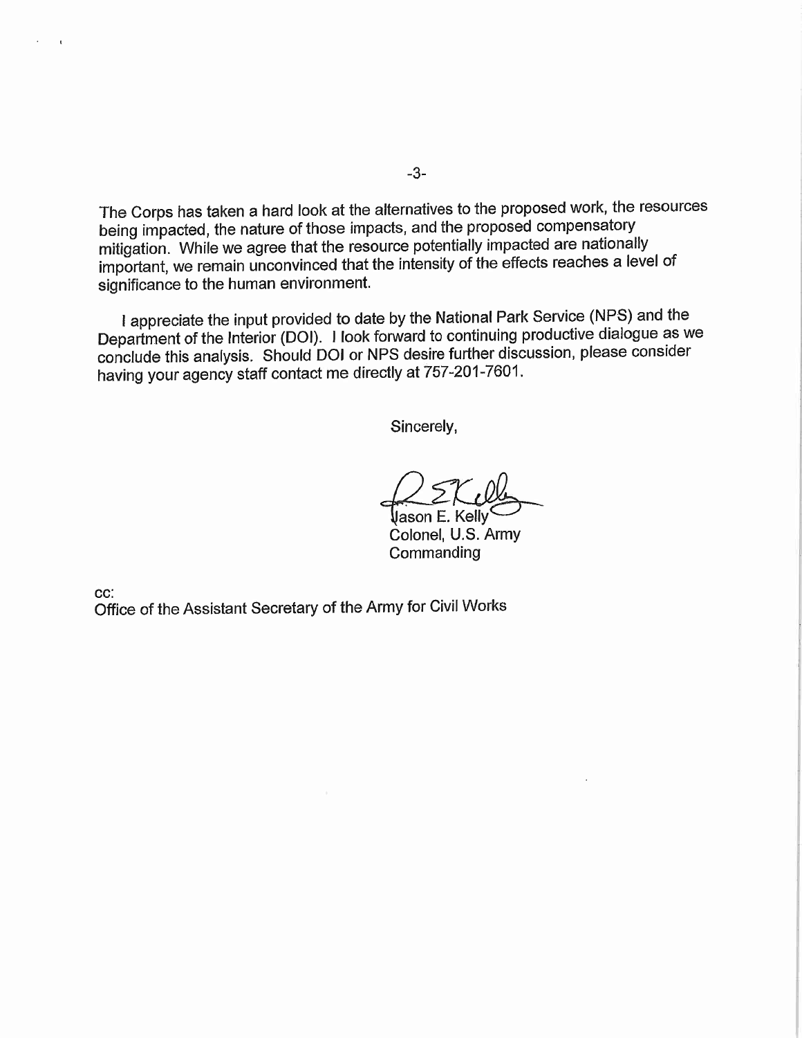The Corps has taken a hard look at the alternatives to the proposed work, the resources being impacted, the nature of those impacts, and the proposed compensatory mitigation. While we agree that the resource potentially impacted are nationally important, we remain unconvinced that the intensity of the effects reaches a level of significance to the human environment.

I appreciate the input provided to date by the National Park Service (NPS) and the Department of the Interior (DOI). I look forward to continuing productive dialogue as we conclude this analysis. Should DOI or NPS desire further discussion, please consider having your agency staff contact me directly at 757-201-7601.

Sincerely,

Jason E. Kelly
Colonel, U.S. Army
Commanding

cc:
Office of the Assistant Secretary of the Army for Civil Works